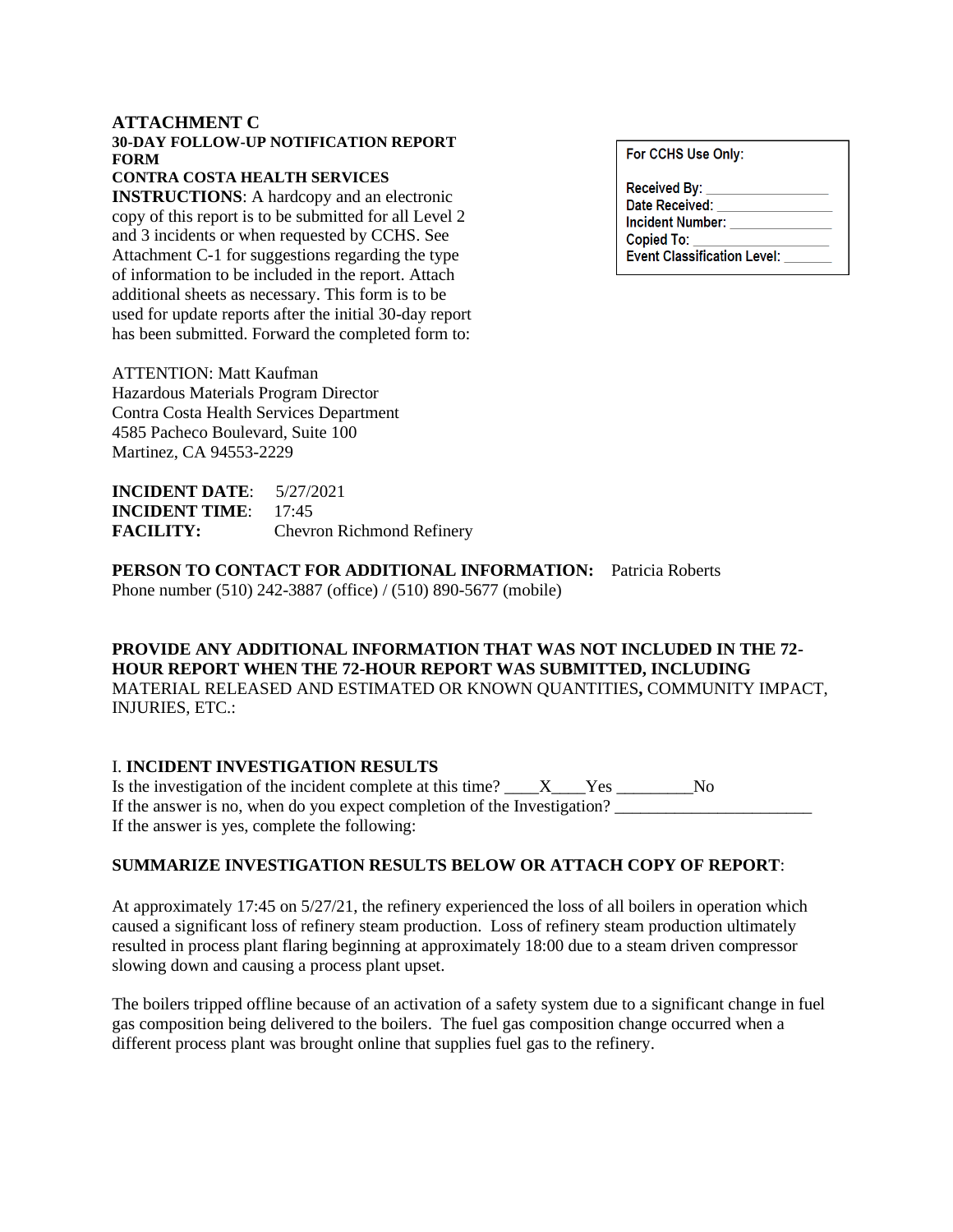**ATTACHMENT C**
**30-DAY FOLLOW-UP NOTIFICATION REPORT FORM**
**CONTRA COSTA HEALTH SERVICES**

**INSTRUCTIONS**: A hardcopy and an electronic copy of this report is to be submitted for all Level 2 and 3 incidents or when requested by CCHS. See Attachment C-1 for suggestions regarding the type of information to be included in the report. Attach additional sheets as necessary. This form is to be used for update reports after the initial 30-day report has been submitted. Forward the completed form to:

| For CCHS Use Only: |
|---|
| Received By: _______________ |
| Date Received: _______________ |
| Incident Number: _______________ |
| Copied To: _______________ |
| Event Classification Level: _______ |

ATTENTION: Matt Kaufman
Hazardous Materials Program Director
Contra Costa Health Services Department
4585 Pacheco Boulevard, Suite 100
Martinez, CA 94553-2229

**INCIDENT DATE**: 5/27/2021
**INCIDENT TIME**: 17:45
**FACILITY:** Chevron Richmond Refinery

**PERSON TO CONTACT FOR ADDITIONAL INFORMATION:** Patricia Roberts
Phone number (510) 242-3887 (office) / (510) 890-5677 (mobile)

**PROVIDE ANY ADDITIONAL INFORMATION THAT WAS NOT INCLUDED IN THE 72-HOUR REPORT WHEN THE 72-HOUR REPORT WAS SUBMITTED, INCLUDING** MATERIAL RELEASED AND ESTIMATED OR KNOWN QUANTITIES**,** COMMUNITY IMPACT, INJURIES, ETC.:

I. **INCIDENT INVESTIGATION RESULTS**

Is the investigation of the incident complete at this time? ____X____Yes _________No
If the answer is no, when do you expect completion of the Investigation? _______________________
If the answer is yes, complete the following:

**SUMMARIZE INVESTIGATION RESULTS BELOW OR ATTACH COPY OF REPORT**:

At approximately 17:45 on 5/27/21, the refinery experienced the loss of all boilers in operation which caused a significant loss of refinery steam production. Loss of refinery steam production ultimately resulted in process plant flaring beginning at approximately 18:00 due to a steam driven compressor slowing down and causing a process plant upset.

The boilers tripped offline because of an activation of a safety system due to a significant change in fuel gas composition being delivered to the boilers. The fuel gas composition change occurred when a different process plant was brought online that supplies fuel gas to the refinery.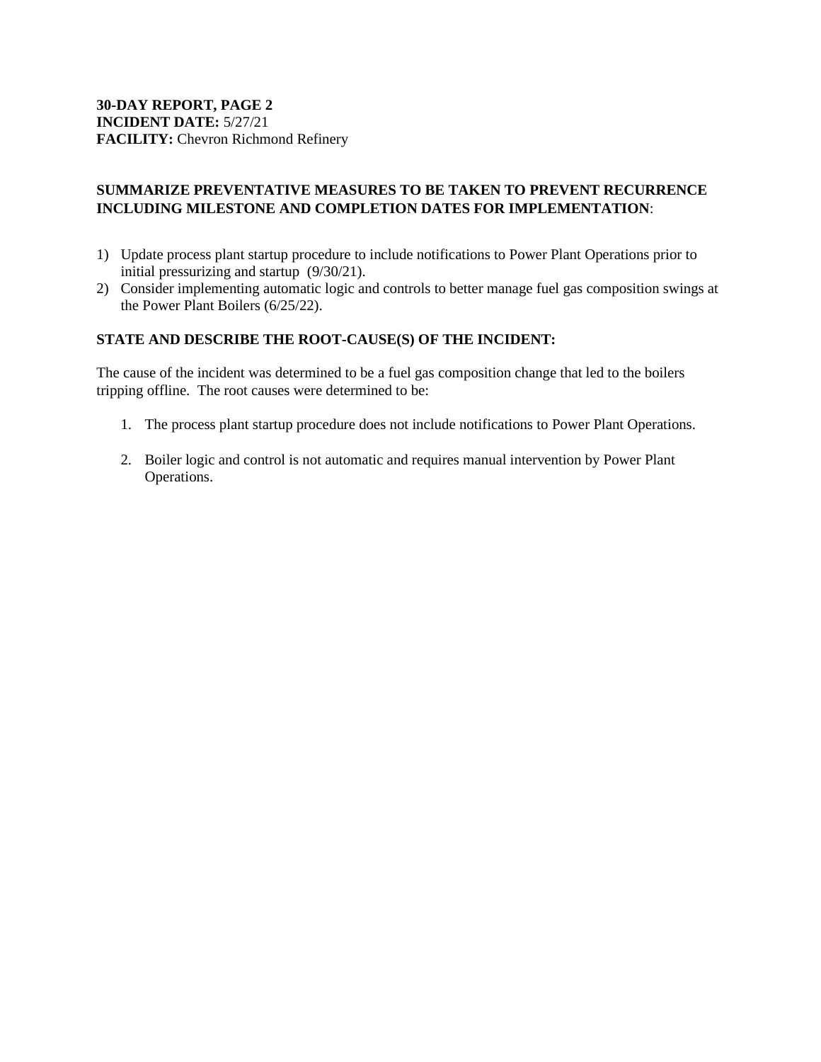**30-DAY REPORT, PAGE 2**
**INCIDENT DATE:** 5/27/21
**FACILITY:** Chevron Richmond Refinery

**SUMMARIZE PREVENTATIVE MEASURES TO BE TAKEN TO PREVENT RECURRENCE INCLUDING MILESTONE AND COMPLETION DATES FOR IMPLEMENTATION**:

1) Update process plant startup procedure to include notifications to Power Plant Operations prior to initial pressurizing and startup (9/30/21).
2) Consider implementing automatic logic and controls to better manage fuel gas composition swings at the Power Plant Boilers (6/25/22).

**STATE AND DESCRIBE THE ROOT-CAUSE(S) OF THE INCIDENT:**

The cause of the incident was determined to be a fuel gas composition change that led to the boilers tripping offline. The root causes were determined to be:

1. The process plant startup procedure does not include notifications to Power Plant Operations.

2. Boiler logic and control is not automatic and requires manual intervention by Power Plant Operations.